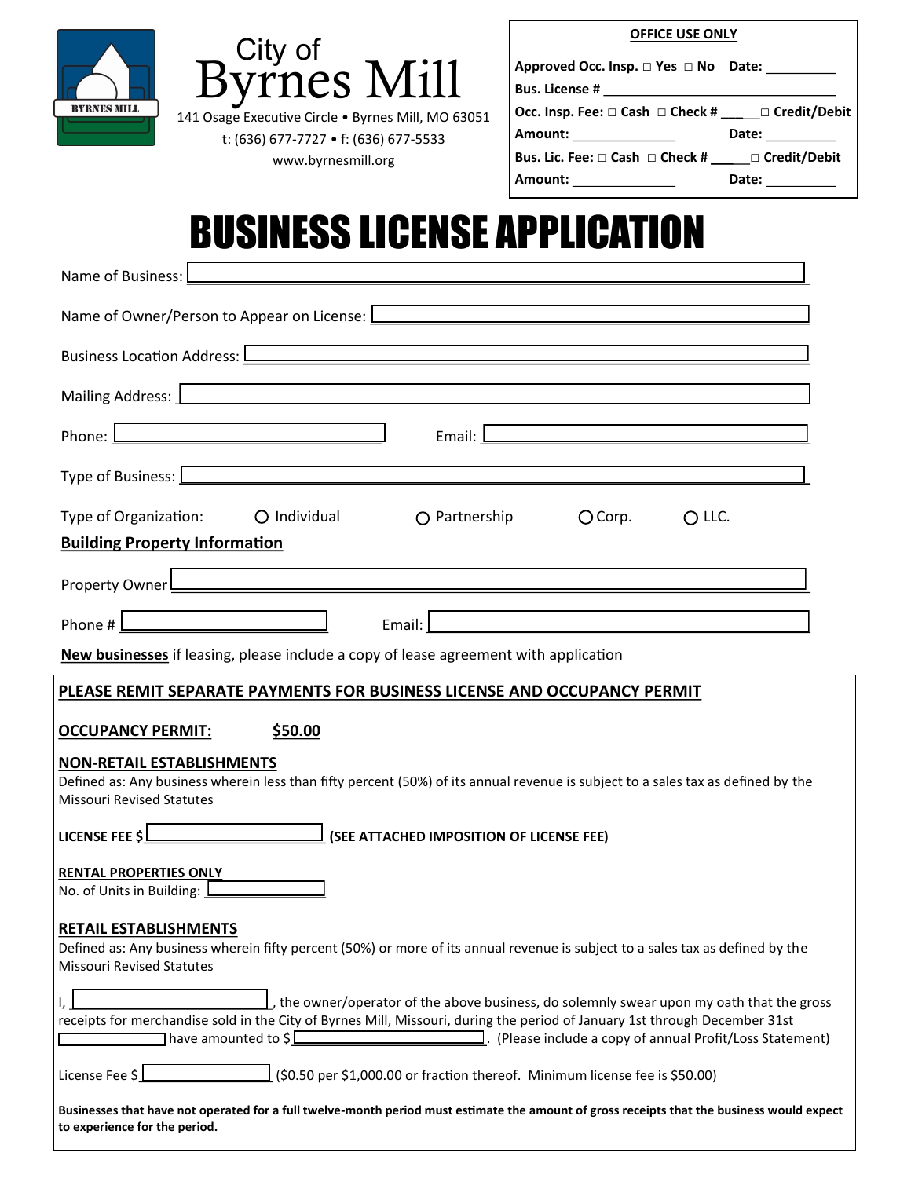City of
# Byrnes Mill

141 Osage Executive Circle • Byrnes Mill, MO 63051
t: (636) 677-7727 • f: (636) 677-5533
www.byrnesmill.org

**OFFICE USE ONLY**

**Approved Occ. Insp.** □ **Yes** □ **No** **Date:** __________
**Bus. License #** ________________________________
**Occ. Insp. Fee:** □ **Cash** □ **Check #** ___ □ **Credit/Debit**
**Amount:** ______________ **Date:** __________
**Bus. Lic. Fee:** □ **Cash** □ **Check #** ___ □ **Credit/Debit**
**Amount:** ______________ **Date:** __________

# BUSINESS LICENSE APPLICATION

Name of Business: ________________________________________

Name of Owner/Person to Appear on License: ________________________________________

Business Location Address: ________________________________________

Mailing Address: ________________________________________

Phone: ____________________ Email: ____________________

Type of Business: ________________________________________

Type of Organization: ○ Individual ○ Partnership ○ Corp. ○ LLC.

**Building Property Information**

Property Owner ________________________________________

Phone # ____________________ Email: ____________________

**New businesses** if leasing, please include a copy of lease agreement with application

**PLEASE REMIT SEPARATE PAYMENTS FOR BUSINESS LICENSE AND OCCUPANCY PERMIT**

**OCCUPANCY PERMIT: $50.00**

**NON-RETAIL ESTABLISHMENTS**

Defined as: Any business wherein less than fifty percent (50%) of its annual revenue is subject to a sales tax as defined by the Missouri Revised Statutes

**LICENSE FEE $** ____________________ **(SEE ATTACHED IMPOSITION OF LICENSE FEE)**

**RENTAL PROPERTIES ONLY**

No. of Units in Building: ____________

**RETAIL ESTABLISHMENTS**

Defined as: Any business wherein fifty percent (50%) or more of its annual revenue is subject to a sales tax as defined by the Missouri Revised Statutes

I, ____________________, the owner/operator of the above business, do solemnly swear upon my oath that the gross receipts for merchandise sold in the City of Byrnes Mill, Missouri, during the period of January 1st through December 31st ____________ have amounted to $____________________. (Please include a copy of annual Profit/Loss Statement)

License Fee $ ____________________ ($0.50 per $1,000.00 or fraction thereof. Minimum license fee is $50.00)

**Businesses that have not operated for a full twelve-month period must estimate the amount of gross receipts that the business would expect to experience for the period.**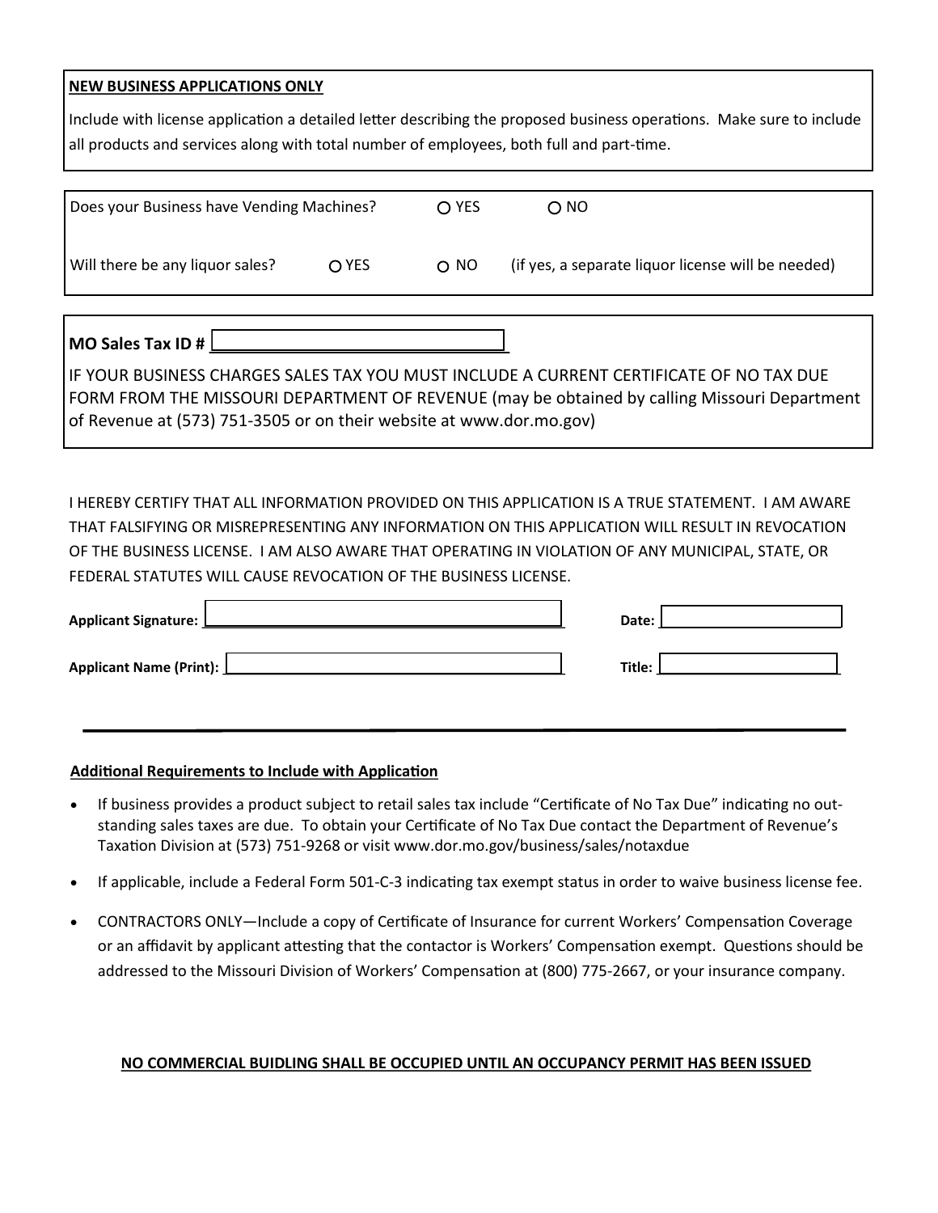**NEW BUSINESS APPLICATIONS ONLY**

Include with license application a detailed letter describing the proposed business operations. Make sure to include all products and services along with total number of employees, both full and part-time.

Does your Business have Vending Machines? ○ YES ○ NO

Will there be any liquor sales? ○ YES ○ NO (if yes, a separate liquor license will be needed)

**MO Sales Tax ID #** ______________________

IF YOUR BUSINESS CHARGES SALES TAX YOU MUST INCLUDE A CURRENT CERTIFICATE OF NO TAX DUE FORM FROM THE MISSOURI DEPARTMENT OF REVENUE (may be obtained by calling Missouri Department of Revenue at (573) 751-3505 or on their website at www.dor.mo.gov)

I HEREBY CERTIFY THAT ALL INFORMATION PROVIDED ON THIS APPLICATION IS A TRUE STATEMENT. I AM AWARE THAT FALSIFYING OR MISREPRESENTING ANY INFORMATION ON THIS APPLICATION WILL RESULT IN REVOCATION OF THE BUSINESS LICENSE. I AM ALSO AWARE THAT OPERATING IN VIOLATION OF ANY MUNICIPAL, STATE, OR FEDERAL STATUTES WILL CAUSE REVOCATION OF THE BUSINESS LICENSE.

**Applicant Signature:** ______________________ **Date:** ______________

**Applicant Name (Print):** ______________________ **Title:** ______________

---

**Additional Requirements to Include with Application**

- If business provides a product subject to retail sales tax include "Certificate of No Tax Due" indicating no outstanding sales taxes are due. To obtain your Certificate of No Tax Due contact the Department of Revenue's Taxation Division at (573) 751-9268 or visit www.dor.mo.gov/business/sales/notaxdue
- If applicable, include a Federal Form 501-C-3 indicating tax exempt status in order to waive business license fee.
- CONTRACTORS ONLY—Include a copy of Certificate of Insurance for current Workers' Compensation Coverage or an affidavit by applicant attesting that the contactor is Workers' Compensation exempt. Questions should be addressed to the Missouri Division of Workers' Compensation at (800) 775-2667, or your insurance company.

**NO COMMERCIAL BUIDLING SHALL BE OCCUPIED UNTIL AN OCCUPANCY PERMIT HAS BEEN ISSUED**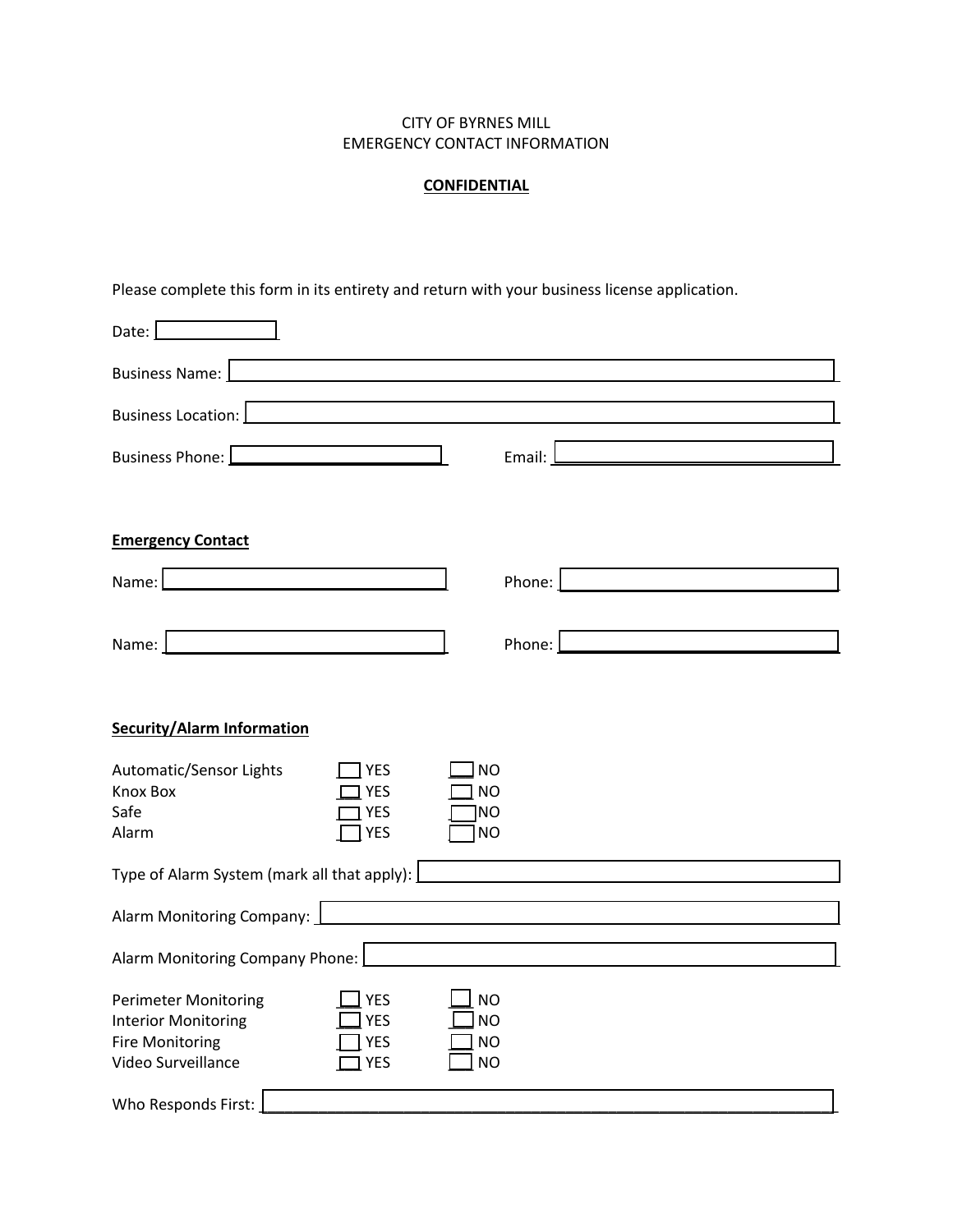CITY OF BYRNES MILL
EMERGENCY CONTACT INFORMATION

**CONFIDENTIAL**

Please complete this form in its entirety and return with your business license application.

Date: ______________

Business Name: ______________________________________________

Business Location: ____________________________________________

Business Phone: ______________________ Email: ______________________

**Emergency Contact**

Name: ______________________ Phone: ______________________

Name: ______________________ Phone: ______________________

**Security/Alarm Information**

| | | |
|---|---|---|
| Automatic/Sensor Lights | ☐ YES | ☐ NO |
| Knox Box | ☐ YES | ☐ NO |
| Safe | ☐ YES | ☐ NO |
| Alarm | ☐ YES | ☐ NO |

Type of Alarm System (mark all that apply): ______________________

Alarm Monitoring Company: ______________________

Alarm Monitoring Company Phone: ______________________

| | | |
|---|---|---|
| Perimeter Monitoring | ☐ YES | ☐ NO |
| Interior Monitoring | ☐ YES | ☐ NO |
| Fire Monitoring | ☐ YES | ☐ NO |
| Video Surveillance | ☐ YES | ☐ NO |

Who Responds First: ______________________________________________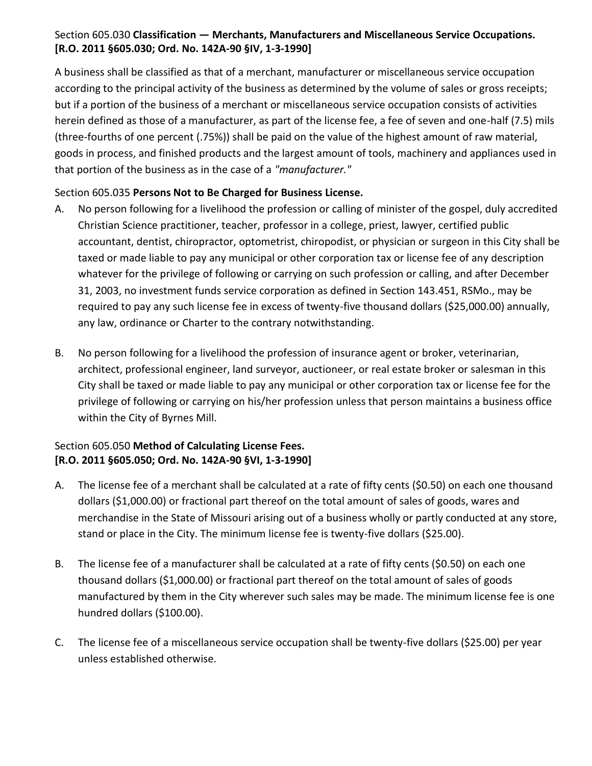Section 605.030 **Classification — Merchants, Manufacturers and Miscellaneous Service Occupations. [R.O. 2011 §605.030; Ord. No. 142A-90 §IV, 1-3-1990]**

A business shall be classified as that of a merchant, manufacturer or miscellaneous service occupation according to the principal activity of the business as determined by the volume of sales or gross receipts; but if a portion of the business of a merchant or miscellaneous service occupation consists of activities herein defined as those of a manufacturer, as part of the license fee, a fee of seven and one-half (7.5) mils (three-fourths of one percent (.75%)) shall be paid on the value of the highest amount of raw material, goods in process, and finished products and the largest amount of tools, machinery and appliances used in that portion of the business as in the case of a *"manufacturer."*

Section 605.035 **Persons Not to Be Charged for Business License.**

A. No person following for a livelihood the profession or calling of minister of the gospel, duly accredited Christian Science practitioner, teacher, professor in a college, priest, lawyer, certified public accountant, dentist, chiropractor, optometrist, chiropodist, or physician or surgeon in this City shall be taxed or made liable to pay any municipal or other corporation tax or license fee of any description whatever for the privilege of following or carrying on such profession or calling, and after December 31, 2003, no investment funds service corporation as defined in Section 143.451, RSMo., may be required to pay any such license fee in excess of twenty-five thousand dollars ($25,000.00) annually, any law, ordinance or Charter to the contrary notwithstanding.

B. No person following for a livelihood the profession of insurance agent or broker, veterinarian, architect, professional engineer, land surveyor, auctioneer, or real estate broker or salesman in this City shall be taxed or made liable to pay any municipal or other corporation tax or license fee for the privilege of following or carrying on his/her profession unless that person maintains a business office within the City of Byrnes Mill.

Section 605.050 **Method of Calculating License Fees. [R.O. 2011 §605.050; Ord. No. 142A-90 §VI, 1-3-1990]**

A. The license fee of a merchant shall be calculated at a rate of fifty cents ($0.50) on each one thousand dollars ($1,000.00) or fractional part thereof on the total amount of sales of goods, wares and merchandise in the State of Missouri arising out of a business wholly or partly conducted at any store, stand or place in the City. The minimum license fee is twenty-five dollars ($25.00).

B. The license fee of a manufacturer shall be calculated at a rate of fifty cents ($0.50) on each one thousand dollars ($1,000.00) or fractional part thereof on the total amount of sales of goods manufactured by them in the City wherever such sales may be made. The minimum license fee is one hundred dollars ($100.00).

C. The license fee of a miscellaneous service occupation shall be twenty-five dollars ($25.00) per year unless established otherwise.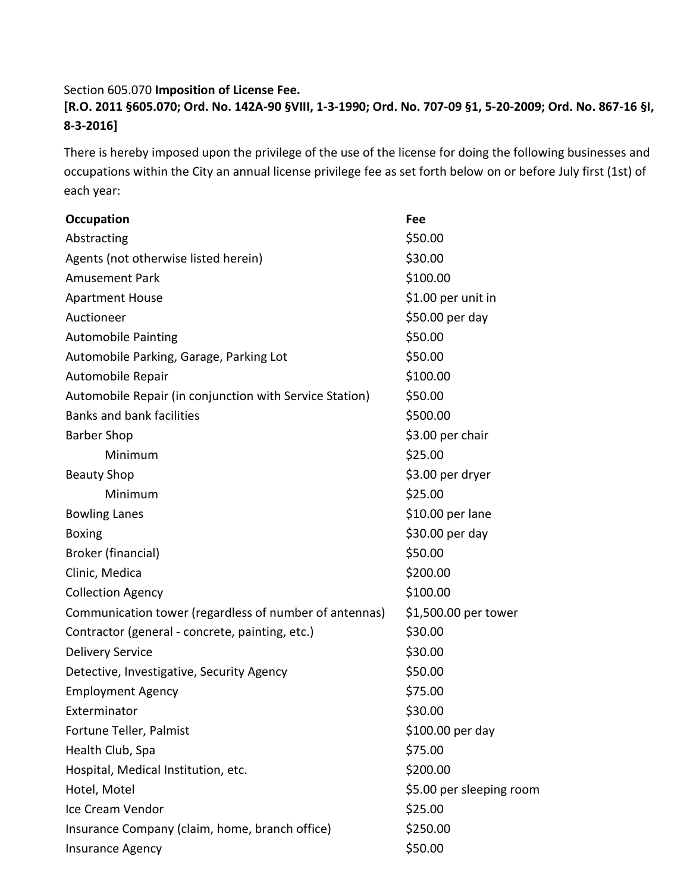Section 605.070 **Imposition of License Fee.**

**[R.O. 2011 §605.070; Ord. No. 142A-90 §VIII, 1-3-1990; Ord. No. 707-09 §1, 5-20-2009; Ord. No. 867-16 §I, 8-3-2016]**

There is hereby imposed upon the privilege of the use of the license for doing the following businesses and occupations within the City an annual license privilege fee as set forth below on or before July first (1st) of each year:

| Occupation | Fee |
|---|---|
| Abstracting | $50.00 |
| Agents (not otherwise listed herein) | $30.00 |
| Amusement Park | $100.00 |
| Apartment House | $1.00 per unit in |
| Auctioneer | $50.00 per day |
| Automobile Painting | $50.00 |
| Automobile Parking, Garage, Parking Lot | $50.00 |
| Automobile Repair | $100.00 |
| Automobile Repair (in conjunction with Service Station) | $50.00 |
| Banks and bank facilities | $500.00 |
| Barber Shop | $3.00 per chair |
| Minimum | $25.00 |
| Beauty Shop | $3.00 per dryer |
| Minimum | $25.00 |
| Bowling Lanes | $10.00 per lane |
| Boxing | $30.00 per day |
| Broker (financial) | $50.00 |
| Clinic, Medica | $200.00 |
| Collection Agency | $100.00 |
| Communication tower (regardless of number of antennas) | $1,500.00 per tower |
| Contractor (general - concrete, painting, etc.) | $30.00 |
| Delivery Service | $30.00 |
| Detective, Investigative, Security Agency | $50.00 |
| Employment Agency | $75.00 |
| Exterminator | $30.00 |
| Fortune Teller, Palmist | $100.00 per day |
| Health Club, Spa | $75.00 |
| Hospital, Medical Institution, etc. | $200.00 |
| Hotel, Motel | $5.00 per sleeping room |
| Ice Cream Vendor | $25.00 |
| Insurance Company (claim, home, branch office) | $250.00 |
| Insurance Agency | $50.00 |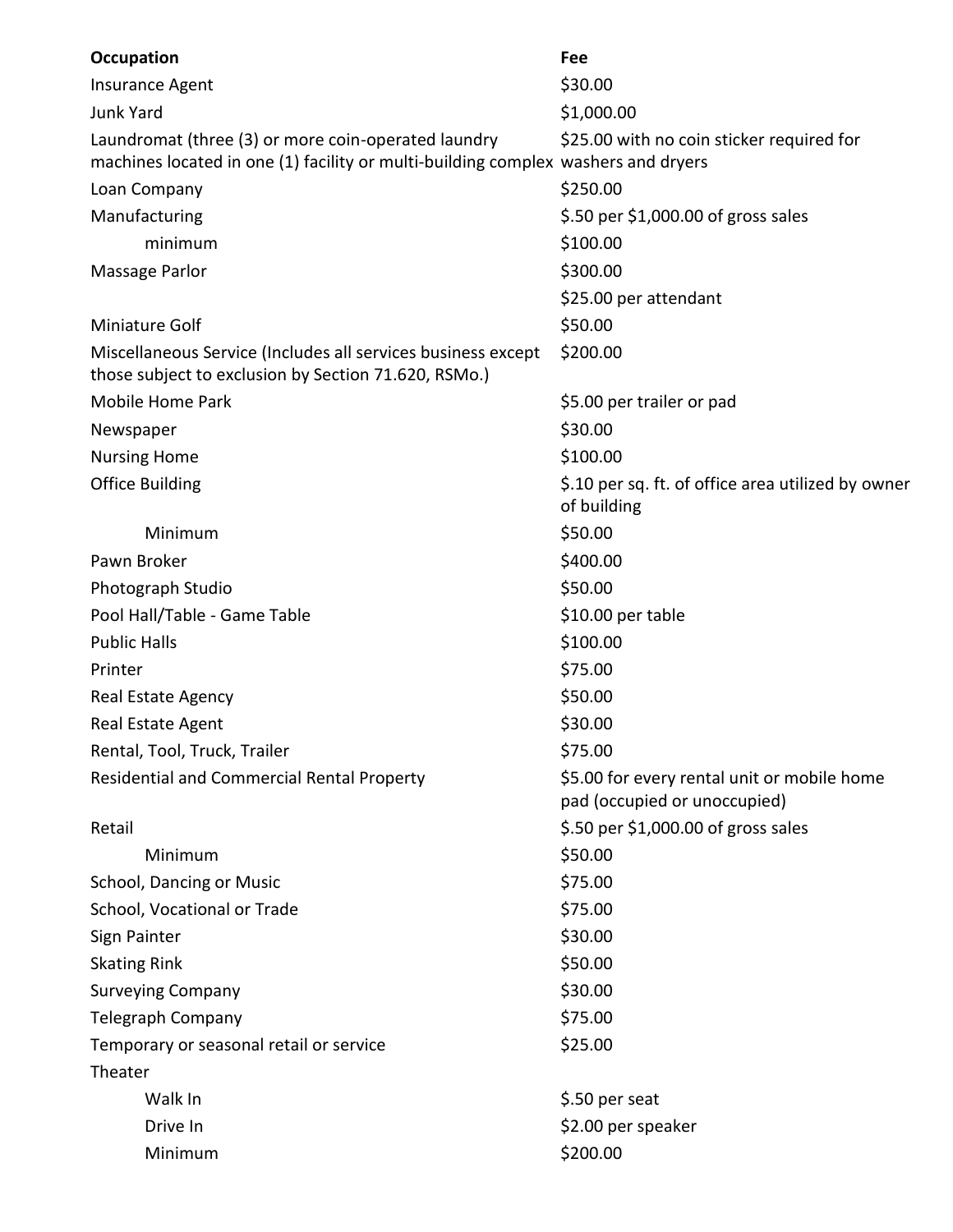| Occupation | Fee |
| --- | --- |
| Insurance Agent | $30.00 |
| Junk Yard | $1,000.00 |
| Laundromat (three (3) or more coin-operated laundry machines located in one (1) facility or multi-building complex | $25.00 with no coin sticker required for washers and dryers |
| Loan Company | $250.00 |
| Manufacturing | $.50 per $1,000.00 of gross sales |
| minimum | $100.00 |
| Massage Parlor | $300.00 |
| | $25.00 per attendant |
| Miniature Golf | $50.00 |
| Miscellaneous Service (Includes all services business except those subject to exclusion by Section 71.620, RSMo.) | $200.00 |
| Mobile Home Park | $5.00 per trailer or pad |
| Newspaper | $30.00 |
| Nursing Home | $100.00 |
| Office Building | $.10 per sq. ft. of office area utilized by owner of building |
| Minimum | $50.00 |
| Pawn Broker | $400.00 |
| Photograph Studio | $50.00 |
| Pool Hall/Table - Game Table | $10.00 per table |
| Public Halls | $100.00 |
| Printer | $75.00 |
| Real Estate Agency | $50.00 |
| Real Estate Agent | $30.00 |
| Rental, Tool, Truck, Trailer | $75.00 |
| Residential and Commercial Rental Property | $5.00 for every rental unit or mobile home pad (occupied or unoccupied) |
| Retail | $.50 per $1,000.00 of gross sales |
| Minimum | $50.00 |
| School, Dancing or Music | $75.00 |
| School, Vocational or Trade | $75.00 |
| Sign Painter | $30.00 |
| Skating Rink | $50.00 |
| Surveying Company | $30.00 |
| Telegraph Company | $75.00 |
| Temporary or seasonal retail or service | $25.00 |
| Theater | |
| Walk In | $.50 per seat |
| Drive In | $2.00 per speaker |
| Minimum | $200.00 |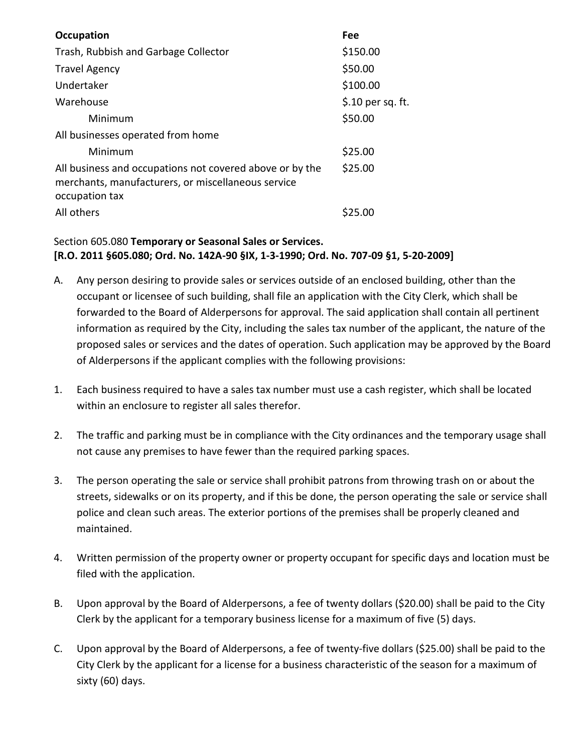| Occupation | Fee |
| --- | --- |
| Trash, Rubbish and Garbage Collector | $150.00 |
| Travel Agency | $50.00 |
| Undertaker | $100.00 |
| Warehouse | $.10 per sq. ft. |
| Minimum | $50.00 |
| All businesses operated from home | |
| Minimum | $25.00 |
| All business and occupations not covered above or by the merchants, manufacturers, or miscellaneous service occupation tax | $25.00 |
| All others | $25.00 |

Section 605.080 **Temporary or Seasonal Sales or Services.**
**[R.O. 2011 §605.080; Ord. No. 142A-90 §IX, 1-3-1990; Ord. No. 707-09 §1, 5-20-2009]**

A. Any person desiring to provide sales or services outside of an enclosed building, other than the occupant or licensee of such building, shall file an application with the City Clerk, which shall be forwarded to the Board of Alderpersons for approval. The said application shall contain all pertinent information as required by the City, including the sales tax number of the applicant, the nature of the proposed sales or services and the dates of operation. Such application may be approved by the Board of Alderpersons if the applicant complies with the following provisions:

1. Each business required to have a sales tax number must use a cash register, which shall be located within an enclosure to register all sales therefor.

2. The traffic and parking must be in compliance with the City ordinances and the temporary usage shall not cause any premises to have fewer than the required parking spaces.

3. The person operating the sale or service shall prohibit patrons from throwing trash on or about the streets, sidewalks or on its property, and if this be done, the person operating the sale or service shall police and clean such areas. The exterior portions of the premises shall be properly cleaned and maintained.

4. Written permission of the property owner or property occupant for specific days and location must be filed with the application.

B. Upon approval by the Board of Alderpersons, a fee of twenty dollars ($20.00) shall be paid to the City Clerk by the applicant for a temporary business license for a maximum of five (5) days.

C. Upon approval by the Board of Alderpersons, a fee of twenty-five dollars ($25.00) shall be paid to the City Clerk by the applicant for a license for a business characteristic of the season for a maximum of sixty (60) days.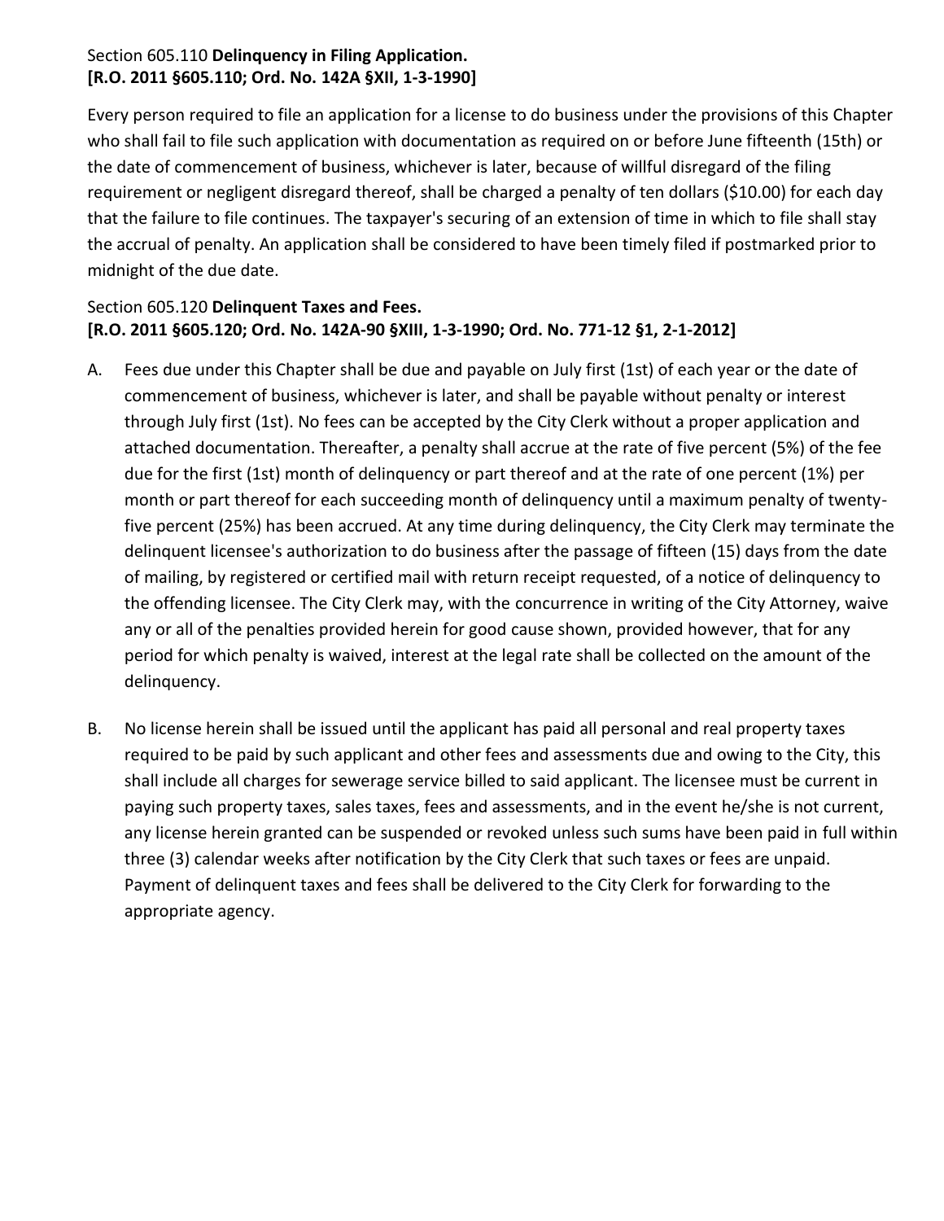Section 605.110 **Delinquency in Filing Application.**
**[R.O. 2011 §605.110; Ord. No. 142A §XII, 1-3-1990]**

Every person required to file an application for a license to do business under the provisions of this Chapter who shall fail to file such application with documentation as required on or before June fifteenth (15th) or the date of commencement of business, whichever is later, because of willful disregard of the filing requirement or negligent disregard thereof, shall be charged a penalty of ten dollars ($10.00) for each day that the failure to file continues. The taxpayer's securing of an extension of time in which to file shall stay the accrual of penalty. An application shall be considered to have been timely filed if postmarked prior to midnight of the due date.

Section 605.120 **Delinquent Taxes and Fees.**
**[R.O. 2011 §605.120; Ord. No. 142A-90 §XIII, 1-3-1990; Ord. No. 771-12 §1, 2-1-2012]**

A. Fees due under this Chapter shall be due and payable on July first (1st) of each year or the date of commencement of business, whichever is later, and shall be payable without penalty or interest through July first (1st). No fees can be accepted by the City Clerk without a proper application and attached documentation. Thereafter, a penalty shall accrue at the rate of five percent (5%) of the fee due for the first (1st) month of delinquency or part thereof and at the rate of one percent (1%) per month or part thereof for each succeeding month of delinquency until a maximum penalty of twenty-five percent (25%) has been accrued. At any time during delinquency, the City Clerk may terminate the delinquent licensee's authorization to do business after the passage of fifteen (15) days from the date of mailing, by registered or certified mail with return receipt requested, of a notice of delinquency to the offending licensee. The City Clerk may, with the concurrence in writing of the City Attorney, waive any or all of the penalties provided herein for good cause shown, provided however, that for any period for which penalty is waived, interest at the legal rate shall be collected on the amount of the delinquency.

B. No license herein shall be issued until the applicant has paid all personal and real property taxes required to be paid by such applicant and other fees and assessments due and owing to the City, this shall include all charges for sewerage service billed to said applicant. The licensee must be current in paying such property taxes, sales taxes, fees and assessments, and in the event he/she is not current, any license herein granted can be suspended or revoked unless such sums have been paid in full within three (3) calendar weeks after notification by the City Clerk that such taxes or fees are unpaid. Payment of delinquent taxes and fees shall be delivered to the City Clerk for forwarding to the appropriate agency.